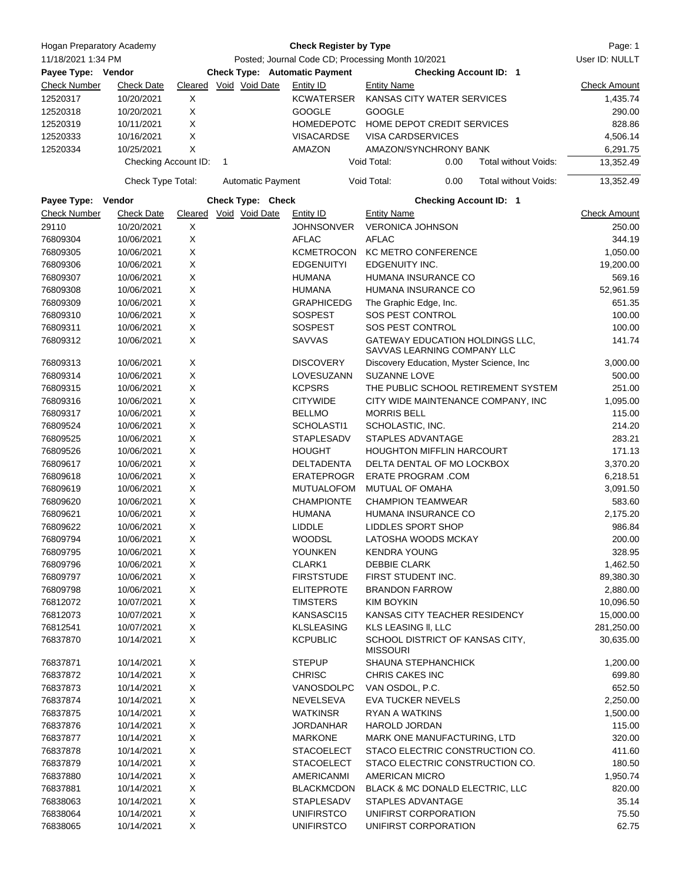Hogan Preparatory Academy | **Check Register by Type**
11/18/2021 1:34 PM | Posted; Journal Code CD; Processing Month 10/2021 | User ID: NULLT

**Payee Type: Vendor** | **Check Type: Automatic Payment** | **Checking Account ID: 1**

| Check Number | Check Date | Cleared | Void | Void Date | Entity ID | Entity Name | Check Amount |
|---|---|---|---|---|---|---|---|
| 12520317 | 10/20/2021 | X | | | KCWATERSER | KANSAS CITY WATER SERVICES | 1,435.74 |
| 12520318 | 10/20/2021 | X | | | GOOGLE | GOOGLE | 290.00 |
| 12520319 | 10/11/2021 | X | | | HOMEDEPOTC | HOME DEPOT CREDIT SERVICES | 828.86 |
| 12520333 | 10/16/2021 | X | | | VISACARDSE | VISA CARDSERVICES | 4,506.14 |
| 12520334 | 10/25/2021 | X | | | AMAZON | AMAZON/SYNCHRONY BANK | 6,291.75 |
| | Checking Account ID: 1 | | | | | Void Total: 0.00 Total without Voids: | 13,352.49 |
| | Check Type Total: Automatic Payment | | | | | Void Total: 0.00 Total without Voids: | 13,352.49 |

**Payee Type: Vendor** | **Check Type: Check** | **Checking Account ID: 1**

| Check Number | Check Date | Cleared | Void | Void Date | Entity ID | Entity Name | Check Amount |
|---|---|---|---|---|---|---|---|
| 29110 | 10/20/2021 | X | | | JOHNSONVER | VERONICA JOHNSON | 250.00 |
| 76809304 | 10/06/2021 | X | | | AFLAC | AFLAC | 344.19 |
| 76809305 | 10/06/2021 | X | | | KCMETROCON | KC METRO CONFERENCE | 1,050.00 |
| 76809306 | 10/06/2021 | X | | | EDGENUITYI | EDGENUITY INC. | 19,200.00 |
| 76809307 | 10/06/2021 | X | | | HUMANA | HUMANA INSURANCE CO | 569.16 |
| 76809308 | 10/06/2021 | X | | | HUMANA | HUMANA INSURANCE CO | 52,961.59 |
| 76809309 | 10/06/2021 | X | | | GRAPHICEDG | The Graphic Edge, Inc. | 651.35 |
| 76809310 | 10/06/2021 | X | | | SOSPEST | SOS PEST CONTROL | 100.00 |
| 76809311 | 10/06/2021 | X | | | SOSPEST | SOS PEST CONTROL | 100.00 |
| 76809312 | 10/06/2021 | X | | | SAVVAS | GATEWAY EDUCATION HOLDINGS LLC, SAVVAS LEARNING COMPANY LLC | 141.74 |
| 76809313 | 10/06/2021 | X | | | DISCOVERY | Discovery Education, Myster Science, Inc | 3,000.00 |
| 76809314 | 10/06/2021 | X | | | LOVESUZANN | SUZANNE LOVE | 500.00 |
| 76809315 | 10/06/2021 | X | | | KCPSRS | THE PUBLIC SCHOOL RETIREMENT SYSTEM | 251.00 |
| 76809316 | 10/06/2021 | X | | | CITYWIDE | CITY WIDE MAINTENANCE COMPANY, INC | 1,095.00 |
| 76809317 | 10/06/2021 | X | | | BELLMO | MORRIS BELL | 115.00 |
| 76809524 | 10/06/2021 | X | | | SCHOLASTI1 | SCHOLASTIC, INC. | 214.20 |
| 76809525 | 10/06/2021 | X | | | STAPLESADV | STAPLES ADVANTAGE | 283.21 |
| 76809526 | 10/06/2021 | X | | | HOUGHT | HOUGHTON MIFFLIN HARCOURT | 171.13 |
| 76809617 | 10/06/2021 | X | | | DELTADENTA | DELTA DENTAL OF MO LOCKBOX | 3,370.20 |
| 76809618 | 10/06/2021 | X | | | ERATEPROGR | ERATE PROGRAM .COM | 6,218.51 |
| 76809619 | 10/06/2021 | X | | | MUTUALOFOM | MUTUAL OF OMAHA | 3,091.50 |
| 76809620 | 10/06/2021 | X | | | CHAMPIONTE | CHAMPION TEAMWEAR | 583.60 |
| 76809621 | 10/06/2021 | X | | | HUMANA | HUMANA INSURANCE CO | 2,175.20 |
| 76809622 | 10/06/2021 | X | | | LIDDLE | LIDDLES SPORT SHOP | 986.84 |
| 76809794 | 10/06/2021 | X | | | WOODSL | LATOSHA WOODS MCKAY | 200.00 |
| 76809795 | 10/06/2021 | X | | | YOUNKEN | KENDRA YOUNG | 328.95 |
| 76809796 | 10/06/2021 | X | | | CLARK1 | DEBBIE CLARK | 1,462.50 |
| 76809797 | 10/06/2021 | X | | | FIRSTSTUDE | FIRST STUDENT INC. | 89,380.30 |
| 76809798 | 10/06/2021 | X | | | ELITEPROTE | BRANDON FARROW | 2,880.00 |
| 76812072 | 10/07/2021 | X | | | TIMSTERS | KIM BOYKIN | 10,096.50 |
| 76812073 | 10/07/2021 | X | | | KANSASCI15 | KANSAS CITY TEACHER RESIDENCY | 15,000.00 |
| 76812541 | 10/07/2021 | X | | | KLSLEASING | KLS LEASING II, LLC | 281,250.00 |
| 76837870 | 10/14/2021 | X | | | KCPUBLIC | SCHOOL DISTRICT OF KANSAS CITY, MISSOURI | 30,635.00 |
| 76837871 | 10/14/2021 | X | | | STEPUP | SHAUNA STEPHANCHICK | 1,200.00 |
| 76837872 | 10/14/2021 | X | | | CHRISC | CHRIS CAKES INC | 699.80 |
| 76837873 | 10/14/2021 | X | | | VANOSDOLPC | VAN OSDOL, P.C. | 652.50 |
| 76837874 | 10/14/2021 | X | | | NEVELSEVA | EVA TUCKER NEVELS | 2,250.00 |
| 76837875 | 10/14/2021 | X | | | WATKINSR | RYAN A WATKINS | 1,500.00 |
| 76837876 | 10/14/2021 | X | | | JORDANHAR | HAROLD JORDAN | 115.00 |
| 76837877 | 10/14/2021 | X | | | MARKONE | MARK ONE MANUFACTURING, LTD | 320.00 |
| 76837878 | 10/14/2021 | X | | | STACOELECT | STACO ELECTRIC CONSTRUCTION CO. | 411.60 |
| 76837879 | 10/14/2021 | X | | | STACOELECT | STACO ELECTRIC CONSTRUCTION CO. | 180.50 |
| 76837880 | 10/14/2021 | X | | | AMERICANMI | AMERICAN MICRO | 1,950.74 |
| 76837881 | 10/14/2021 | X | | | BLACKMCDON | BLACK & MC DONALD ELECTRIC, LLC | 820.00 |
| 76838063 | 10/14/2021 | X | | | STAPLESADV | STAPLES ADVANTAGE | 35.14 |
| 76838064 | 10/14/2021 | X | | | UNIFIRSTCO | UNIFIRST CORPORATION | 75.50 |
| 76838065 | 10/14/2021 | X | | | UNIFIRSTCO | UNIFIRST CORPORATION | 62.75 |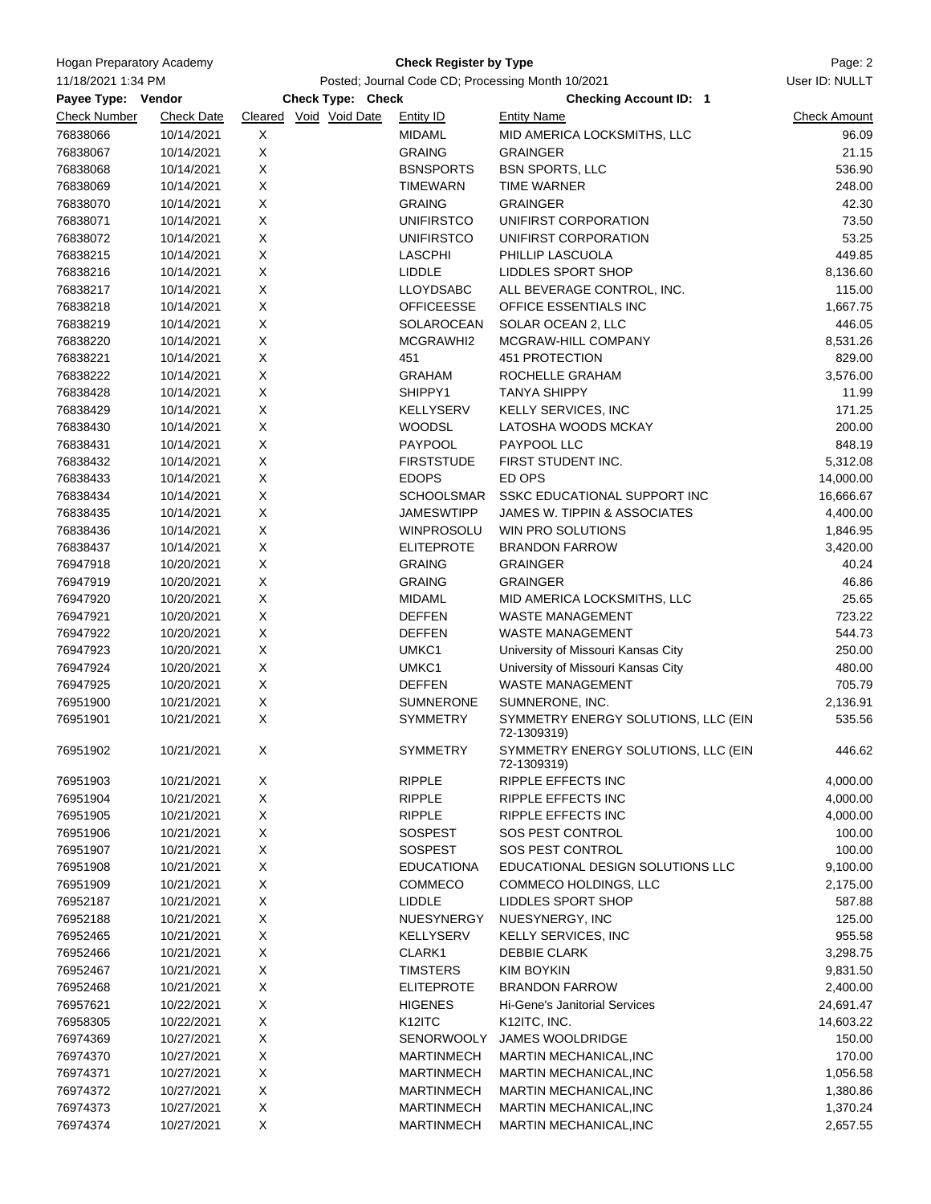Hogan Preparatory Academy

11/18/2021 1:34 PM

**Check Register by Type**

Posted; Journal Code CD; Processing Month 10/2021

User ID: NULLT

**Payee Type: Vendor** **Check Type: Check** **Checking Account ID: 1**

| Check Number | Check Date | Cleared | Void | Void Date | Entity ID | Entity Name | Check Amount |
|---|---|---|---|---|---|---|---|
| 76838066 | 10/14/2021 | X | | | MIDAML | MID AMERICA LOCKSMITHS, LLC | 96.09 |
| 76838067 | 10/14/2021 | X | | | GRAING | GRAINGER | 21.15 |
| 76838068 | 10/14/2021 | X | | | BSNSPORTS | BSN SPORTS, LLC | 536.90 |
| 76838069 | 10/14/2021 | X | | | TIMEWARN | TIME WARNER | 248.00 |
| 76838070 | 10/14/2021 | X | | | GRAING | GRAINGER | 42.30 |
| 76838071 | 10/14/2021 | X | | | UNIFIRSTCO | UNIFIRST CORPORATION | 73.50 |
| 76838072 | 10/14/2021 | X | | | UNIFIRSTCO | UNIFIRST CORPORATION | 53.25 |
| 76838215 | 10/14/2021 | X | | | LASCPHI | PHILLIP LASCUOLA | 449.85 |
| 76838216 | 10/14/2021 | X | | | LIDDLE | LIDDLES SPORT SHOP | 8,136.60 |
| 76838217 | 10/14/2021 | X | | | LLOYDSABC | ALL BEVERAGE CONTROL, INC. | 115.00 |
| 76838218 | 10/14/2021 | X | | | OFFICEESSE | OFFICE ESSENTIALS INC | 1,667.75 |
| 76838219 | 10/14/2021 | X | | | SOLAROCEAN | SOLAR OCEAN 2, LLC | 446.05 |
| 76838220 | 10/14/2021 | X | | | MCGRAWHI2 | MCGRAW-HILL COMPANY | 8,531.26 |
| 76838221 | 10/14/2021 | X | | | 451 | 451 PROTECTION | 829.00 |
| 76838222 | 10/14/2021 | X | | | GRAHAM | ROCHELLE GRAHAM | 3,576.00 |
| 76838428 | 10/14/2021 | X | | | SHIPPY1 | TANYA SHIPPY | 11.99 |
| 76838429 | 10/14/2021 | X | | | KELLYSERV | KELLY SERVICES, INC | 171.25 |
| 76838430 | 10/14/2021 | X | | | WOODSL | LATOSHA WOODS MCKAY | 200.00 |
| 76838431 | 10/14/2021 | X | | | PAYPOOL | PAYPOOL LLC | 848.19 |
| 76838432 | 10/14/2021 | X | | | FIRSTSTUDE | FIRST STUDENT INC. | 5,312.08 |
| 76838433 | 10/14/2021 | X | | | EDOPS | ED OPS | 14,000.00 |
| 76838434 | 10/14/2021 | X | | | SCHOOLSMAR | SSKC EDUCATIONAL SUPPORT INC | 16,666.67 |
| 76838435 | 10/14/2021 | X | | | JAMESWTIPP | JAMES W. TIPPIN & ASSOCIATES | 4,400.00 |
| 76838436 | 10/14/2021 | X | | | WINPROSOLU | WIN PRO SOLUTIONS | 1,846.95 |
| 76838437 | 10/14/2021 | X | | | ELITEPROTE | BRANDON FARROW | 3,420.00 |
| 76947918 | 10/20/2021 | X | | | GRAING | GRAINGER | 40.24 |
| 76947919 | 10/20/2021 | X | | | GRAING | GRAINGER | 46.86 |
| 76947920 | 10/20/2021 | X | | | MIDAML | MID AMERICA LOCKSMITHS, LLC | 25.65 |
| 76947921 | 10/20/2021 | X | | | DEFFEN | WASTE MANAGEMENT | 723.22 |
| 76947922 | 10/20/2021 | X | | | DEFFEN | WASTE MANAGEMENT | 544.73 |
| 76947923 | 10/20/2021 | X | | | UMKC1 | University of Missouri Kansas City | 250.00 |
| 76947924 | 10/20/2021 | X | | | UMKC1 | University of Missouri Kansas City | 480.00 |
| 76947925 | 10/20/2021 | X | | | DEFFEN | WASTE MANAGEMENT | 705.79 |
| 76951900 | 10/21/2021 | X | | | SUMNERONE | SUMNERONE, INC. | 2,136.91 |
| 76951901 | 10/21/2021 | X | | | SYMMETRY | SYMMETRY ENERGY SOLUTIONS, LLC (EIN 72-1309319) | 535.56 |
| 76951902 | 10/21/2021 | X | | | SYMMETRY | SYMMETRY ENERGY SOLUTIONS, LLC (EIN 72-1309319) | 446.62 |
| 76951903 | 10/21/2021 | X | | | RIPPLE | RIPPLE EFFECTS INC | 4,000.00 |
| 76951904 | 10/21/2021 | X | | | RIPPLE | RIPPLE EFFECTS INC | 4,000.00 |
| 76951905 | 10/21/2021 | X | | | RIPPLE | RIPPLE EFFECTS INC | 4,000.00 |
| 76951906 | 10/21/2021 | X | | | SOSPEST | SOS PEST CONTROL | 100.00 |
| 76951907 | 10/21/2021 | X | | | SOSPEST | SOS PEST CONTROL | 100.00 |
| 76951908 | 10/21/2021 | X | | | EDUCATIONA | EDUCATIONAL DESIGN SOLUTIONS LLC | 9,100.00 |
| 76951909 | 10/21/2021 | X | | | COMMECO | COMMECO HOLDINGS, LLC | 2,175.00 |
| 76952187 | 10/21/2021 | X | | | LIDDLE | LIDDLES SPORT SHOP | 587.88 |
| 76952188 | 10/21/2021 | X | | | NUESYNERGY | NUESYNERGY, INC | 125.00 |
| 76952465 | 10/21/2021 | X | | | KELLYSERV | KELLY SERVICES, INC | 955.58 |
| 76952466 | 10/21/2021 | X | | | CLARK1 | DEBBIE CLARK | 3,298.75 |
| 76952467 | 10/21/2021 | X | | | TIMSTERS | KIM BOYKIN | 9,831.50 |
| 76952468 | 10/21/2021 | X | | | ELITEPROTE | BRANDON FARROW | 2,400.00 |
| 76957621 | 10/22/2021 | X | | | HIGENES | Hi-Gene's Janitorial Services | 24,691.47 |
| 76958305 | 10/22/2021 | X | | | K12ITC | K12ITC, INC. | 14,603.22 |
| 76974369 | 10/27/2021 | X | | | SENORWOOLY | JAMES WOOLDRIDGE | 150.00 |
| 76974370 | 10/27/2021 | X | | | MARTINMECH | MARTIN MECHANICAL,INC | 170.00 |
| 76974371 | 10/27/2021 | X | | | MARTINMECH | MARTIN MECHANICAL,INC | 1,056.58 |
| 76974372 | 10/27/2021 | X | | | MARTINMECH | MARTIN MECHANICAL,INC | 1,380.86 |
| 76974373 | 10/27/2021 | X | | | MARTINMECH | MARTIN MECHANICAL,INC | 1,370.24 |
| 76974374 | 10/27/2021 | X | | | MARTINMECH | MARTIN MECHANICAL,INC | 2,657.55 |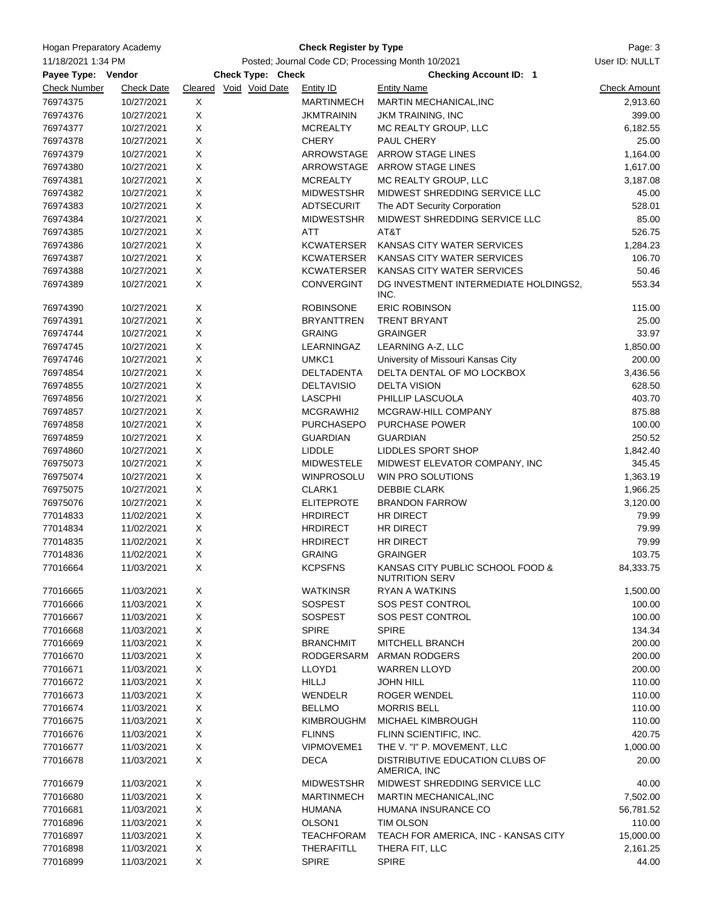Hogan Preparatory Academy

**Check Register by Type**

11/18/2021 1:34 PM — Posted; Journal Code CD; Processing Month 10/2021 — User ID: NULLT

**Payee Type: Vendor** — **Check Type: Check** — **Checking Account ID: 1**

| Check Number | Check Date | Cleared | Void | Void Date | Entity ID | Entity Name | Check Amount |
|---|---|---|---|---|---|---|---|
| 76974375 | 10/27/2021 | X | | | MARTINMECH | MARTIN MECHANICAL,INC | 2,913.60 |
| 76974376 | 10/27/2021 | X | | | JKMTRAININ | JKM TRAINING, INC | 399.00 |
| 76974377 | 10/27/2021 | X | | | MCREALTY | MC REALTY GROUP, LLC | 6,182.55 |
| 76974378 | 10/27/2021 | X | | | CHERY | PAUL CHERY | 25.00 |
| 76974379 | 10/27/2021 | X | | | ARROWSTAGE | ARROW STAGE LINES | 1,164.00 |
| 76974380 | 10/27/2021 | X | | | ARROWSTAGE | ARROW STAGE LINES | 1,617.00 |
| 76974381 | 10/27/2021 | X | | | MCREALTY | MC REALTY GROUP, LLC | 3,187.08 |
| 76974382 | 10/27/2021 | X | | | MIDWESTSHR | MIDWEST SHREDDING SERVICE LLC | 45.00 |
| 76974383 | 10/27/2021 | X | | | ADTSECURIT | The ADT Security Corporation | 528.01 |
| 76974384 | 10/27/2021 | X | | | MIDWESTSHR | MIDWEST SHREDDING SERVICE LLC | 85.00 |
| 76974385 | 10/27/2021 | X | | | ATT | AT&T | 526.75 |
| 76974386 | 10/27/2021 | X | | | KCWATERSER | KANSAS CITY WATER SERVICES | 1,284.23 |
| 76974387 | 10/27/2021 | X | | | KCWATERSER | KANSAS CITY WATER SERVICES | 106.70 |
| 76974388 | 10/27/2021 | X | | | KCWATERSER | KANSAS CITY WATER SERVICES | 50.46 |
| 76974389 | 10/27/2021 | X | | | CONVERGINT | DG INVESTMENT INTERMEDIATE HOLDINGS2, INC. | 553.34 |
| 76974390 | 10/27/2021 | X | | | ROBINSONE | ERIC ROBINSON | 115.00 |
| 76974391 | 10/27/2021 | X | | | BRYANTTREN | TRENT BRYANT | 25.00 |
| 76974744 | 10/27/2021 | X | | | GRAING | GRAINGER | 33.97 |
| 76974745 | 10/27/2021 | X | | | LEARNINGAZ | LEARNING A-Z, LLC | 1,850.00 |
| 76974746 | 10/27/2021 | X | | | UMKC1 | University of Missouri Kansas City | 200.00 |
| 76974854 | 10/27/2021 | X | | | DELTADENTA | DELTA DENTAL OF MO LOCKBOX | 3,436.56 |
| 76974855 | 10/27/2021 | X | | | DELTAVISIO | DELTA VISION | 628.50 |
| 76974856 | 10/27/2021 | X | | | LASCPHI | PHILLIP LASCUOLA | 403.70 |
| 76974857 | 10/27/2021 | X | | | MCGRAWHI2 | MCGRAW-HILL COMPANY | 875.88 |
| 76974858 | 10/27/2021 | X | | | PURCHASEPO | PURCHASE POWER | 100.00 |
| 76974859 | 10/27/2021 | X | | | GUARDIAN | GUARDIAN | 250.52 |
| 76974860 | 10/27/2021 | X | | | LIDDLE | LIDDLES SPORT SHOP | 1,842.40 |
| 76975073 | 10/27/2021 | X | | | MIDWESTELE | MIDWEST ELEVATOR COMPANY, INC | 345.45 |
| 76975074 | 10/27/2021 | X | | | WINPROSOLU | WIN PRO SOLUTIONS | 1,363.19 |
| 76975075 | 10/27/2021 | X | | | CLARK1 | DEBBIE CLARK | 1,966.25 |
| 76975076 | 10/27/2021 | X | | | ELITEPROTE | BRANDON FARROW | 3,120.00 |
| 77014833 | 11/02/2021 | X | | | HRDIRECT | HR DIRECT | 79.99 |
| 77014834 | 11/02/2021 | X | | | HRDIRECT | HR DIRECT | 79.99 |
| 77014835 | 11/02/2021 | X | | | HRDIRECT | HR DIRECT | 79.99 |
| 77014836 | 11/02/2021 | X | | | GRAING | GRAINGER | 103.75 |
| 77016664 | 11/03/2021 | X | | | KCPSFNS | KANSAS CITY PUBLIC SCHOOL FOOD & NUTRITION SERV | 84,333.75 |
| 77016665 | 11/03/2021 | X | | | WATKINSR | RYAN A WATKINS | 1,500.00 |
| 77016666 | 11/03/2021 | X | | | SOSPEST | SOS PEST CONTROL | 100.00 |
| 77016667 | 11/03/2021 | X | | | SOSPEST | SOS PEST CONTROL | 100.00 |
| 77016668 | 11/03/2021 | X | | | SPIRE | SPIRE | 134.34 |
| 77016669 | 11/03/2021 | X | | | BRANCHMIT | MITCHELL BRANCH | 200.00 |
| 77016670 | 11/03/2021 | X | | | RODGERSARM | ARMAN RODGERS | 200.00 |
| 77016671 | 11/03/2021 | X | | | LLOYD1 | WARREN LLOYD | 200.00 |
| 77016672 | 11/03/2021 | X | | | HILLJ | JOHN HILL | 110.00 |
| 77016673 | 11/03/2021 | X | | | WENDELR | ROGER WENDEL | 110.00 |
| 77016674 | 11/03/2021 | X | | | BELLMO | MORRIS BELL | 110.00 |
| 77016675 | 11/03/2021 | X | | | KIMBROUGHM | MICHAEL KIMBROUGH | 110.00 |
| 77016676 | 11/03/2021 | X | | | FLINNS | FLINN SCIENTIFIC, INC. | 420.75 |
| 77016677 | 11/03/2021 | X | | | VIPMOVEME1 | THE V. "I" P. MOVEMENT, LLC | 1,000.00 |
| 77016678 | 11/03/2021 | X | | | DECA | DISTRIBUTIVE EDUCATION CLUBS OF AMERICA, INC | 20.00 |
| 77016679 | 11/03/2021 | X | | | MIDWESTSHR | MIDWEST SHREDDING SERVICE LLC | 40.00 |
| 77016680 | 11/03/2021 | X | | | MARTINMECH | MARTIN MECHANICAL,INC | 7,502.00 |
| 77016681 | 11/03/2021 | X | | | HUMANA | HUMANA INSURANCE CO | 56,781.52 |
| 77016896 | 11/03/2021 | X | | | OLSON1 | TIM OLSON | 110.00 |
| 77016897 | 11/03/2021 | X | | | TEACHFORAM | TEACH FOR AMERICA, INC - KANSAS CITY | 15,000.00 |
| 77016898 | 11/03/2021 | X | | | THERAFITLL | THERA FIT, LLC | 2,161.25 |
| 77016899 | 11/03/2021 | X | | | SPIRE | SPIRE | 44.00 |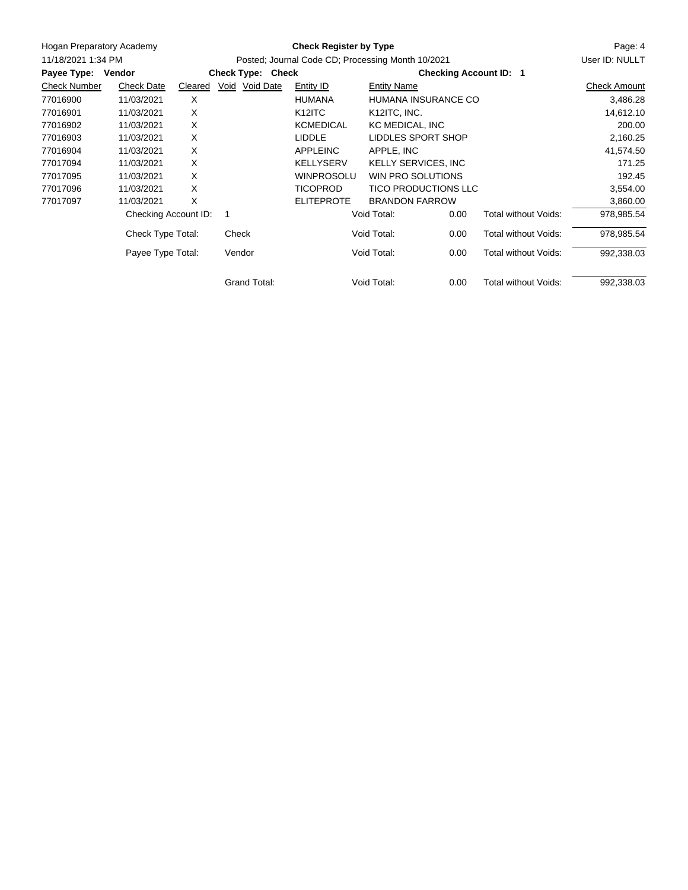Hogan Preparatory Academy

11/18/2021 1:34 PM

**Check Register by Type**

Posted; Journal Code CD; Processing Month 10/2021

User ID: NULLT

**Payee Type: Vendor** **Check Type: Check** **Checking Account ID: 1**

| Check Number | Check Date | Cleared | Void | Void Date | Entity ID | Entity Name | Check Amount |
|---|---|---|---|---|---|---|---|
| 77016900 | 11/03/2021 | X | | | HUMANA | HUMANA INSURANCE CO | 3,486.28 |
| 77016901 | 11/03/2021 | X | | | K12ITC | K12ITC, INC. | 14,612.10 |
| 77016902 | 11/03/2021 | X | | | KCMEDICAL | KC MEDICAL, INC | 200.00 |
| 77016903 | 11/03/2021 | X | | | LIDDLE | LIDDLES SPORT SHOP | 2,160.25 |
| 77016904 | 11/03/2021 | X | | | APPLEINC | APPLE, INC | 41,574.50 |
| 77017094 | 11/03/2021 | X | | | KELLYSERV | KELLY SERVICES, INC | 171.25 |
| 77017095 | 11/03/2021 | X | | | WINPROSOLU | WIN PRO SOLUTIONS | 192.45 |
| 77017096 | 11/03/2021 | X | | | TICOPROD | TICO PRODUCTIONS LLC | 3,554.00 |
| 77017097 | 11/03/2021 | X | | | ELITEPROTE | BRANDON FARROW | 3,860.00 |

| | | | | | |
|---|---|---|---|---|---|
| Checking Account ID: | 1 | Void Total: | 0.00 | Total without Voids: | 978,985.54 |
| Check Type Total: | Check | Void Total: | 0.00 | Total without Voids: | 978,985.54 |
| Payee Type Total: | Vendor | Void Total: | 0.00 | Total without Voids: | 992,338.03 |
| | Grand Total: | Void Total: | 0.00 | Total without Voids: | 992,338.03 |